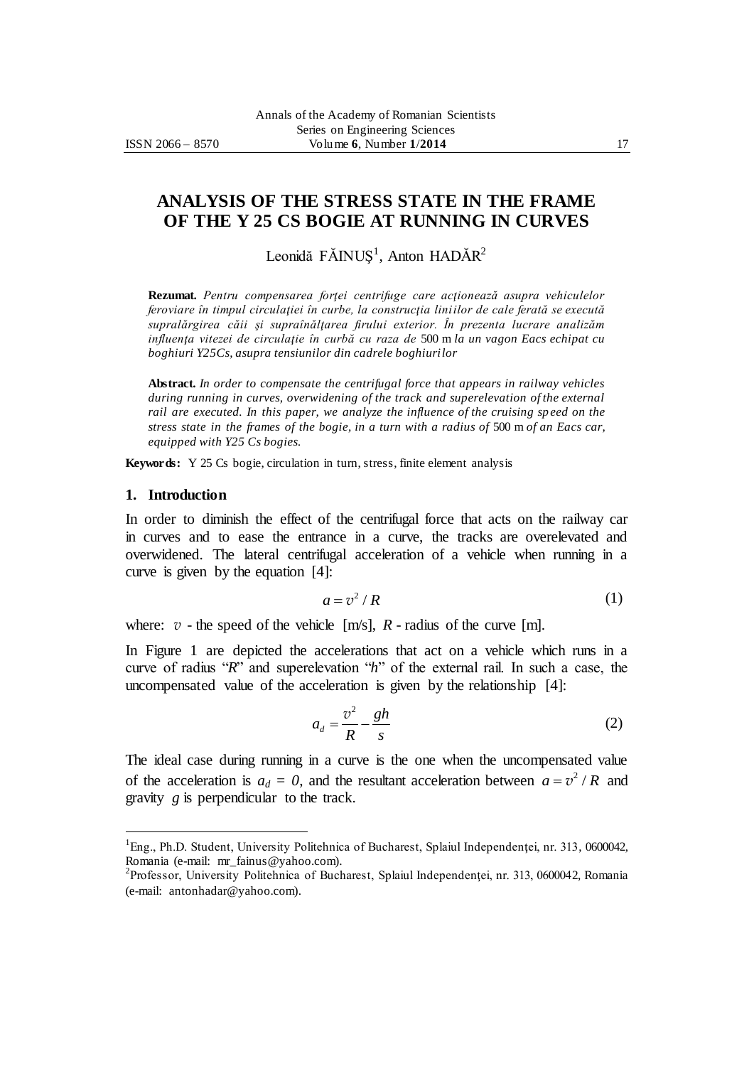# ANALYSIS OF THE STRESS STATE IN THE FRAME OF THE Y 25 CS BOGIE AT RUNNING IN CURVES

Leonidă FĂINUŞ[1], Anton HADĂR[2]

**Rezumat.** *Pentru compensarea forţei centrifuge care acţionează asupra vehiculelor feroviare în timpul circulaţiei în curbe, la construcţia liniilor de cale ferată se execută supralărgirea căii şi supraînălţarea firului exterior. În prezenta lucrare analizăm influenţa vitezei de circulaţie în curbă cu raza de* 500 m *la un vagon Eacs echipat cu boghiuri Y25Cs, asupra tensiunilor din cadrele boghiurilor*

**Abstract.** *In order to compensate the centrifugal force that appears in railway vehicles during running in curves, overwidening of the track and superelevation of the external rail are executed. In this paper, we analyze the influence of the cruising speed on the stress state in the frames of the bogie, in a turn with a radius of* 500 m *of an Eacs car, equipped with Y25 Cs bogies.*

**Keywords:** Y 25 Cs bogie, circulation in turn, stress, finite element analysis

## 1. Introduction

In order to diminish the effect of the centrifugal force that acts on the railway car in curves and to ease the entrance in a curve, the tracks are overelevated and overwidened. The lateral centrifugal acceleration of a vehicle when running in a curve is given by the equation [4]:

$$a = v^2 / R \tag{1}$$

where: $v$ - the speed of the vehicle [m/s], $R$ - radius of the curve [m].

In Figure 1 are depicted the accelerations that act on a vehicle which runs in a curve of radius "$R$" and superelevation "$h$" of the external rail. In such a case, the uncompensated value of the acceleration is given by the relationship [4]:

$$a_d = \frac{v^2}{R} - \frac{gh}{s} \tag{2}$$

The ideal case during running in a curve is the one when the uncompensated value of the acceleration is $a_d = 0$, and the resultant acceleration between $a = v^2 / R$ and gravity $g$ is perpendicular to the track.

[1]Eng., Ph.D. Student, University Politehnica of Bucharest, Splaiul Independenţei, nr. 313, 0600042, Romania (e-mail: mr_fainus@yahoo.com).

[2]Professor, University Politehnica of Bucharest, Splaiul Independenţei, nr. 313, 0600042, Romania (e-mail: antonhadar@yahoo.com).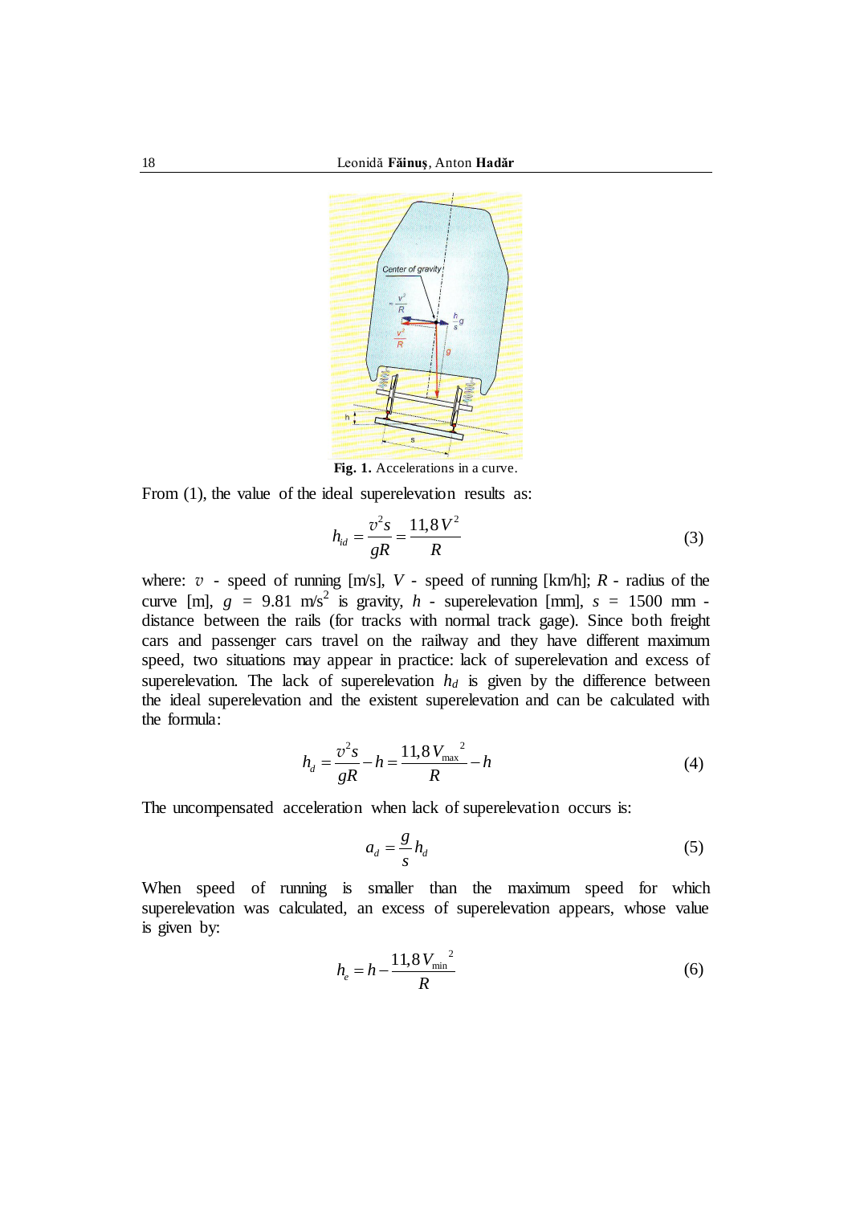**Fig. 1.** Accelerations in a curve.

From (1), the value of the ideal superelevation results as:

$$h_{id} = \frac{v^2 s}{gR} = \frac{11{,}8\,V^2}{R} \tag{3}$$

where: $v$ - speed of running [m/s], $V$ - speed of running [km/h]; $R$ - radius of the curve [m], $g$ = 9.81 m/s$^2$ is gravity, $h$ - superelevation [mm], $s$ = 1500 mm - distance between the rails (for tracks with normal track gage). Since both freight cars and passenger cars travel on the railway and they have different maximum speed, two situations may appear in practice: lack of superelevation and excess of superelevation. The lack of superelevation $h_d$ is given by the difference between the ideal superelevation and the existent superelevation and can be calculated with the formula:

$$h_d = \frac{v^2 s}{gR} - h = \frac{11{,}8\,V_{\max}{}^2}{R} - h \tag{4}$$

The uncompensated acceleration when lack of superelevation occurs is:

$$a_d = \frac{g}{s} h_d \tag{5}$$

When speed of running is smaller than the maximum speed for which superelevation was calculated, an excess of superelevation appears, whose value is given by:

$$h_e = h - \frac{11{,}8\,V_{\min}{}^2}{R} \tag{6}$$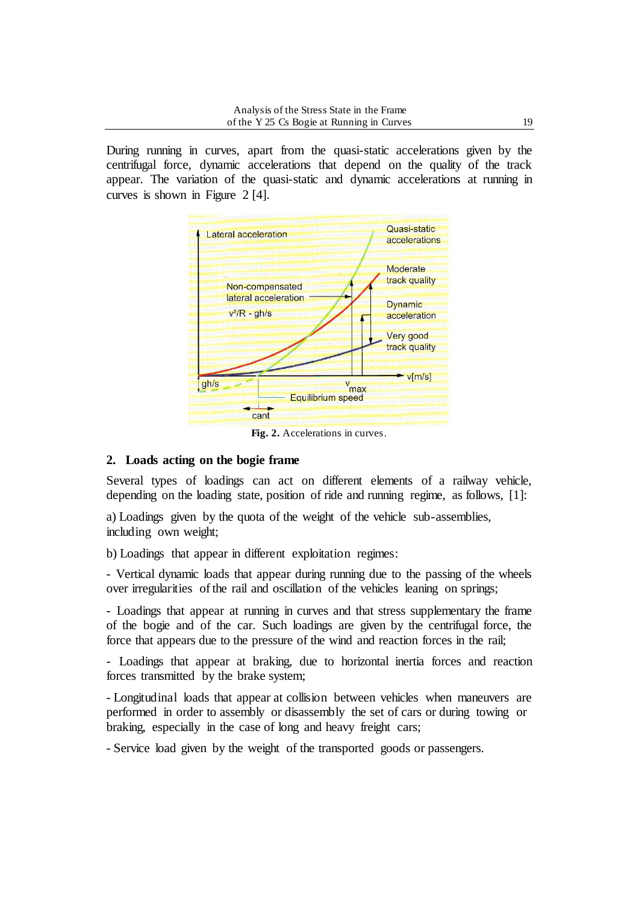During running in curves, apart from the quasi-static accelerations given by the centrifugal force, dynamic accelerations that depend on the quality of the track appear. The variation of the quasi-static and dynamic accelerations at running in curves is shown in Figure 2 [4].

**Fig. 2.** Accelerations in curves.

## 2. Loads acting on the bogie frame

Several types of loadings can act on different elements of a railway vehicle, depending on the loading state, position of ride and running regime, as follows, [1]:

a) Loadings given by the quota of the weight of the vehicle sub-assemblies, including own weight;

b) Loadings that appear in different exploitation regimes:

- Vertical dynamic loads that appear during running due to the passing of the wheels over irregularities of the rail and oscillation of the vehicles leaning on springs;

- Loadings that appear at running in curves and that stress supplementary the frame of the bogie and of the car. Such loadings are given by the centrifugal force, the force that appears due to the pressure of the wind and reaction forces in the rail;

- Loadings that appear at braking, due to horizontal inertia forces and reaction forces transmitted by the brake system;

- Longitudinal loads that appear at collision between vehicles when maneuvers are performed in order to assembly or disassembly the set of cars or during towing or braking, especially in the case of long and heavy freight cars;

- Service load given by the weight of the transported goods or passengers.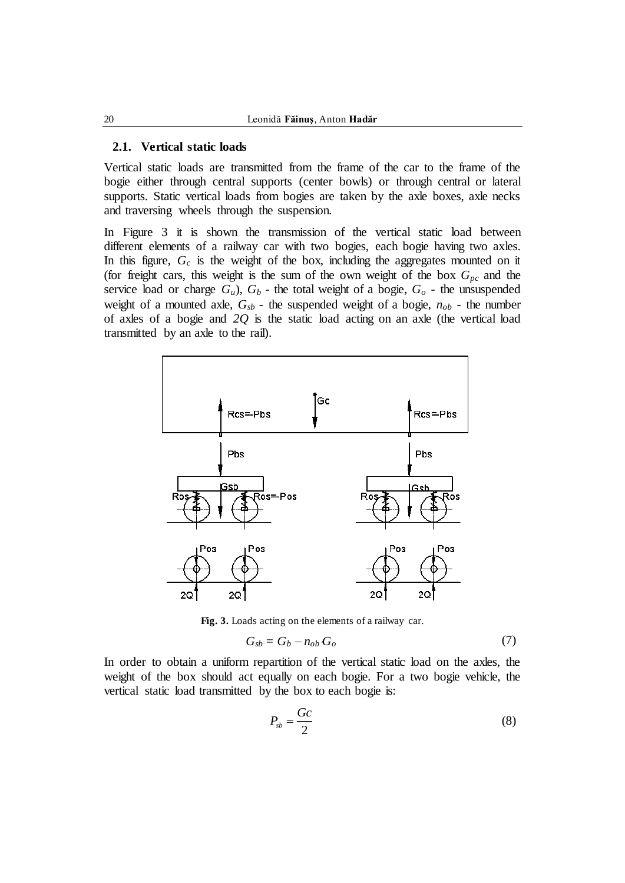### 2.1. Vertical static loads

Vertical static loads are transmitted from the frame of the car to the frame of the bogie either through central supports (center bowls) or through central or lateral supports. Static vertical loads from bogies are taken by the axle boxes, axle necks and traversing wheels through the suspension.

In Figure 3 it is shown the transmission of the vertical static load between different elements of a railway car with two bogies, each bogie having two axles. In this figure, $G_c$ is the weight of the box, including the aggregates mounted on it (for freight cars, this weight is the sum of the own weight of the box $G_{pc}$ and the service load or charge $G_u$), $G_b$ - the total weight of a bogie, $G_o$ - the unsuspended weight of a mounted axle, $G_{sb}$ - the suspended weight of a bogie, $n_{ob}$ - the number of axles of a bogie and $2Q$ is the static load acting on an axle (the vertical load transmitted by an axle to the rail).

**Fig. 3.** Loads acting on the elements of a railway car.

$$G_{sb} = G_b - n_{ob} \cdot G_o \tag{7}$$

In order to obtain a uniform repartition of the vertical static load on the axles, the weight of the box should act equally on each bogie. For a two bogie vehicle, the vertical static load transmitted by the box to each bogie is:

$$P_{sb} = \frac{Gc}{2} \tag{8}$$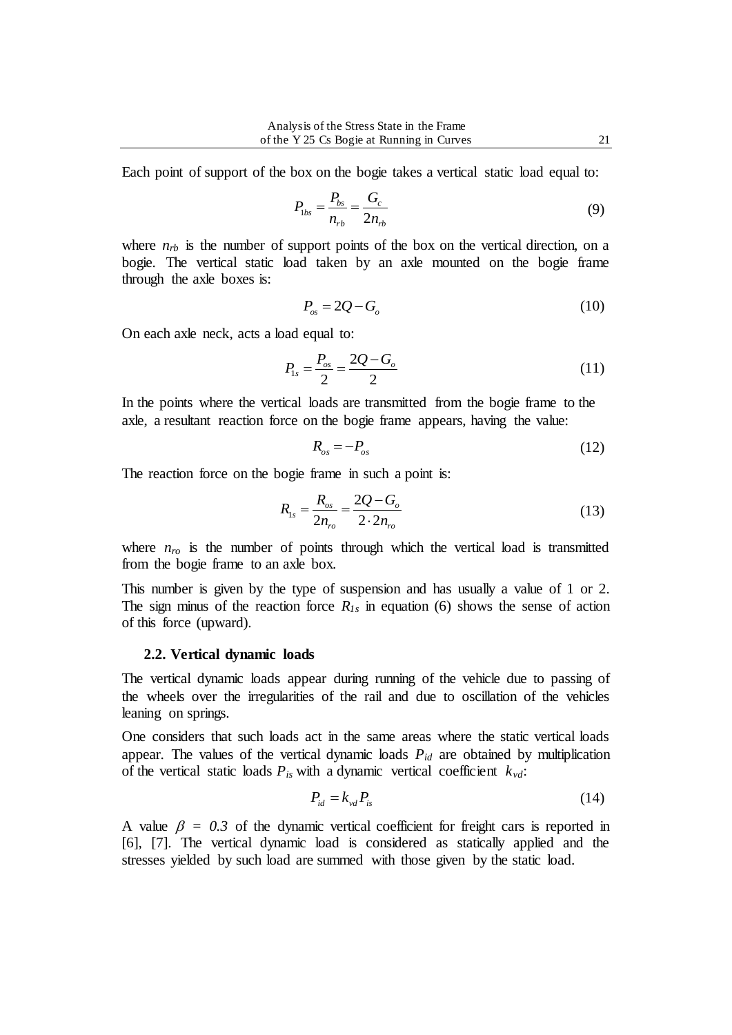Each point of support of the box on the bogie takes a vertical static load equal to:

$$P_{1bs} = \frac{P_{bs}}{n_{rb}} = \frac{G_c}{2n_{rb}} \tag{9}$$

where $n_{rb}$ is the number of support points of the box on the vertical direction, on a bogie. The vertical static load taken by an axle mounted on the bogie frame through the axle boxes is:

$$P_{os} = 2Q - G_o \tag{10}$$

On each axle neck, acts a load equal to:

$$P_{1s} = \frac{P_{os}}{2} = \frac{2Q - G_o}{2} \tag{11}$$

In the points where the vertical loads are transmitted from the bogie frame to the axle, a resultant reaction force on the bogie frame appears, having the value:

$$R_{os} = -P_{os} \tag{12}$$

The reaction force on the bogie frame in such a point is:

$$R_{1s} = \frac{R_{os}}{2n_{ro}} = \frac{2Q - G_o}{2 \cdot 2n_{ro}} \tag{13}$$

where $n_{ro}$ is the number of points through which the vertical load is transmitted from the bogie frame to an axle box.

This number is given by the type of suspension and has usually a value of 1 or 2. The sign minus of the reaction force $R_{1s}$ in equation (6) shows the sense of action of this force (upward).

### 2.2. Vertical dynamic loads

The vertical dynamic loads appear during running of the vehicle due to passing of the wheels over the irregularities of the rail and due to oscillation of the vehicles leaning on springs.

One considers that such loads act in the same areas where the static vertical loads appear. The values of the vertical dynamic loads $P_{id}$ are obtained by multiplication of the vertical static loads $P_{is}$ with a dynamic vertical coefficient $k_{vd}$:

$$P_{id} = k_{vd} P_{is} \tag{14}$$

A value $\beta = 0.3$ of the dynamic vertical coefficient for freight cars is reported in [6], [7]. The vertical dynamic load is considered as statically applied and the stresses yielded by such load are summed with those given by the static load.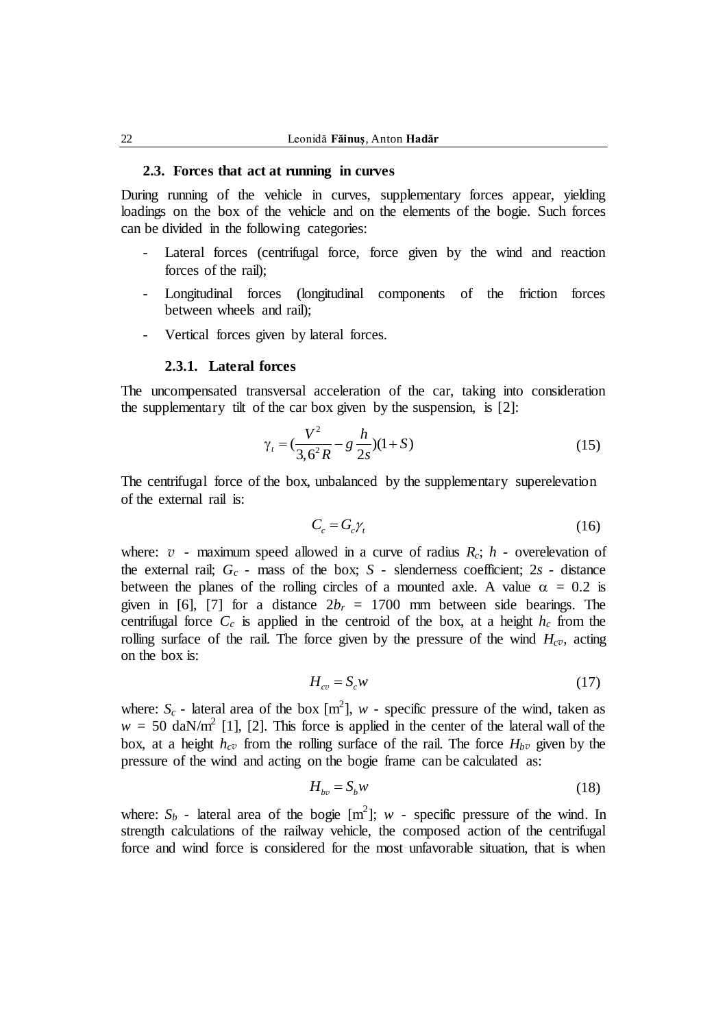### 2.3. Forces that act at running in curves

During running of the vehicle in curves, supplementary forces appear, yielding loadings on the box of the vehicle and on the elements of the bogie. Such forces can be divided in the following categories:

- Lateral forces (centrifugal force, force given by the wind and reaction forces of the rail);
- Longitudinal forces (longitudinal components of the friction forces between wheels and rail);
- Vertical forces given by lateral forces.

#### 2.3.1. Lateral forces

The uncompensated transversal acceleration of the car, taking into consideration the supplementary tilt of the car box given by the suspension, is [2]:

$$\gamma_t = (\frac{V^2}{3{,}6^2 R} - g\frac{h}{2s})(1+S) \tag{15}$$

The centrifugal force of the box, unbalanced by the supplementary superelevation of the external rail is:

$$C_c = G_c \gamma_t \tag{16}$$

where: $v$ - maximum speed allowed in a curve of radius $R_c$; $h$ - overelevation of the external rail; $G_c$ - mass of the box; $S$ - slenderness coefficient; $2s$ - distance between the planes of the rolling circles of a mounted axle. A value $\alpha = 0.2$ is given in [6], [7] for a distance $2b_r = 1700$ mm between side bearings. The centrifugal force $C_c$ is applied in the centroid of the box, at a height $h_c$ from the rolling surface of the rail. The force given by the pressure of the wind $H_{cv}$, acting on the box is:

$$H_{cv} = S_c w \tag{17}$$

where: $S_c$ - lateral area of the box [m$^2$], $w$ - specific pressure of the wind, taken as $w = 50$ daN/m$^2$ [1], [2]. This force is applied in the center of the lateral wall of the box, at a height $h_{cv}$ from the rolling surface of the rail. The force $H_{bv}$ given by the pressure of the wind and acting on the bogie frame can be calculated as:

$$H_{bv} = S_b w \tag{18}$$

where: $S_b$ - lateral area of the bogie [m$^2$]; $w$ - specific pressure of the wind. In strength calculations of the railway vehicle, the composed action of the centrifugal force and wind force is considered for the most unfavorable situation, that is when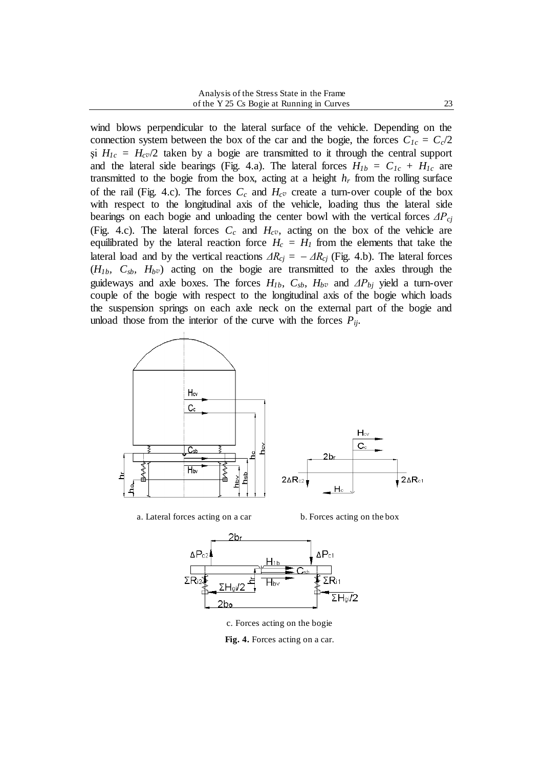wind blows perpendicular to the lateral surface of the vehicle. Depending on the connection system between the box of the car and the bogie, the forces $C_{1c} = C_c/2$ şi $H_{1c} = H_{cv}/2$ taken by a bogie are transmitted to it through the central support and the lateral side bearings (Fig. 4.a). The lateral forces $H_{1b} = C_{1c} + H_{1c}$ are transmitted to the bogie from the box, acting at a height $h_r$ from the rolling surface of the rail (Fig. 4.c). The forces $C_c$ and $H_{cv}$ create a turn-over couple of the box with respect to the longitudinal axis of the vehicle, loading thus the lateral side bearings on each bogie and unloading the center bowl with the vertical forces $\Delta P_{cj}$ (Fig. 4.c). The lateral forces $C_c$ and $H_{cv}$, acting on the box of the vehicle are equilibrated by the lateral reaction force $H_c = H_1$ from the elements that take the lateral load and by the vertical reactions $\Delta R_{cj} = -\Delta R_{cj}$ (Fig. 4.b). The lateral forces ($H_{1b}$, $C_{sb}$, $H_{bv}$) acting on the bogie are transmitted to the axles through the guideways and axle boxes. The forces $H_{1b}$, $C_{sb}$, $H_{bv}$ and $\Delta P_{bj}$ yield a turn-over couple of the bogie with respect to the longitudinal axis of the bogie which loads the suspension springs on each axle neck on the external part of the bogie and unload those from the interior of the curve with the forces $P_{ij}$.

a. Lateral forces acting on a car

b. Forces acting on the box

c. Forces acting on the bogie

**Fig. 4.** Forces acting on a car.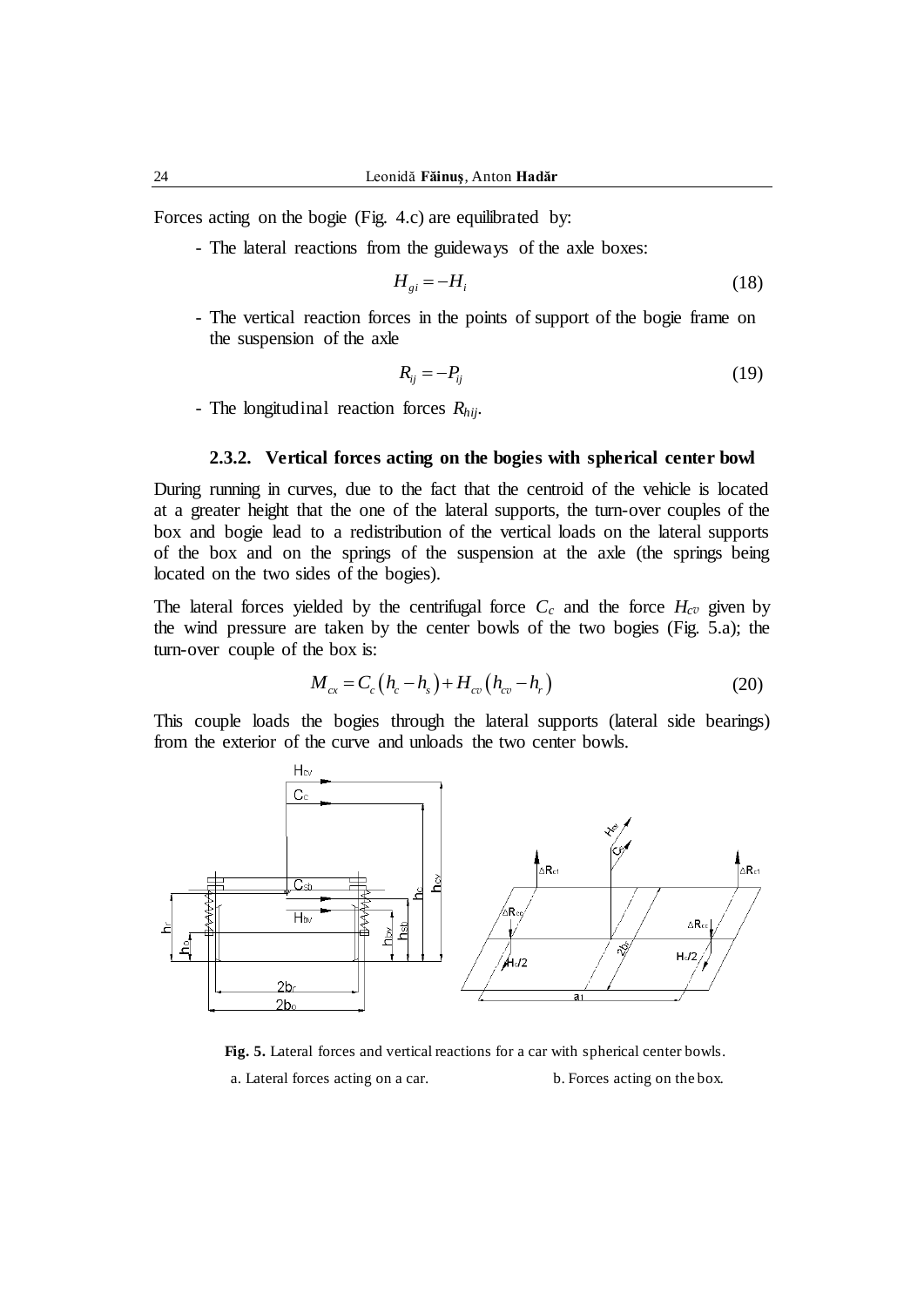Forces acting on the bogie (Fig. 4.c) are equilibrated by:

- The lateral reactions from the guideways of the axle boxes:

$$H_{gi} = -H_i \tag{18}$$

- The vertical reaction forces in the points of support of the bogie frame on the suspension of the axle

$$R_{ij} = -P_{ij} \tag{19}$$

- The longitudinal reaction forces $R_{hij}$.

### 2.3.2. Vertical forces acting on the bogies with spherical center bowl

During running in curves, due to the fact that the centroid of the vehicle is located at a greater height that the one of the lateral supports, the turn-over couples of the box and bogie lead to a redistribution of the vertical loads on the lateral supports of the box and on the springs of the suspension at the axle (the springs being located on the two sides of the bogies).

The lateral forces yielded by the centrifugal force $C_c$ and the force $H_{cv}$ given by the wind pressure are taken by the center bowls of the two bogies (Fig. 5.a); the turn-over couple of the box is:

$$M_{cx} = C_c\left(h_c - h_s\right) + H_{cv}\left(h_{cv} - h_r\right) \tag{20}$$

This couple loads the bogies through the lateral supports (lateral side bearings) from the exterior of the curve and unloads the two center bowls.

**Fig. 5.** Lateral forces and vertical reactions for a car with spherical center bowls.

a. Lateral forces acting on a car. b. Forces acting on the box.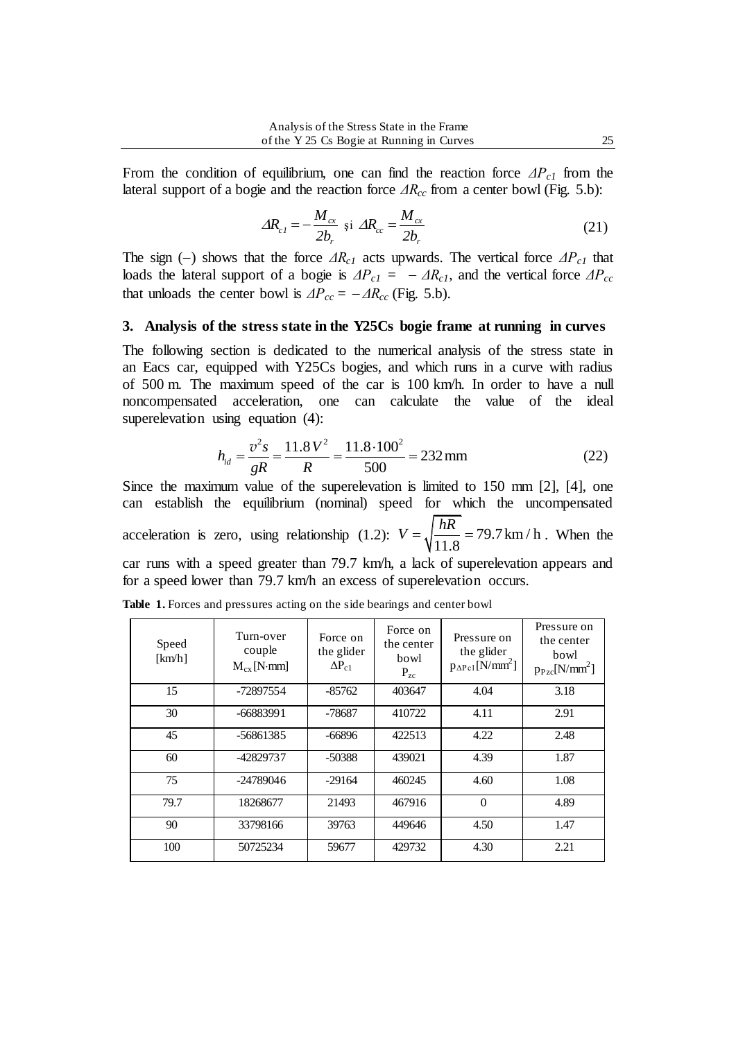From the condition of equilibrium, one can find the reaction force $\Delta P_{c1}$ from the lateral support of a bogie and the reaction force $\Delta R_{cc}$ from a center bowl (Fig. 5.b):

$$\Delta R_{c1} = -\frac{M_{cx}}{2b_r} \text{ şi } \Delta R_{cc} = \frac{M_{cx}}{2b_r} \tag{21}$$

The sign (–) shows that the force $\Delta R_{c1}$ acts upwards. The vertical force $\Delta P_{c1}$ that loads the lateral support of a bogie is $\Delta P_{c1} = -\Delta R_{c1}$, and the vertical force $\Delta P_{cc}$ that unloads the center bowl is $\Delta P_{cc} = -\Delta R_{cc}$ (Fig. 5.b).

## 3. Analysis of the stress state in the Y25Cs bogie frame at running in curves

The following section is dedicated to the numerical analysis of the stress state in an Eacs car, equipped with Y25Cs bogies, and which runs in a curve with radius of 500 m. The maximum speed of the car is 100 km/h. In order to have a null noncompensated acceleration, one can calculate the value of the ideal superelevation using equation (4):

$$h_{id} = \frac{v^2 s}{gR} = \frac{11.8\,V^2}{R} = \frac{11.8 \cdot 100^2}{500} = 232\,\text{mm} \tag{22}$$

Since the maximum value of the superelevation is limited to 150 mm [2], [4], one can establish the equilibrium (nominal) speed for which the uncompensated acceleration is zero, using relationship (1.2): $V = \sqrt{\frac{hR}{11.8}} = 79.7\,\text{km/h}$. When the car runs with a speed greater than 79.7 km/h, a lack of superelevation appears and for a speed lower than 79.7 km/h an excess of superelevation occurs.

**Table 1.** Forces and pressures acting on the side bearings and center bowl

| Speed [km/h] | Turn-over couple $M_{cx}$ [N·mm] | Force on the glider $\Delta P_{c1}$ | Force on the center bowl $P_{zc}$ | Pressure on the glider $p_{\Delta Pc1}$ [N/mm$^2$] | Pressure on the center bowl $p_{Pzc}$ [N/mm$^2$] |
|---|---|---|---|---|---|
| 15 | -72897554 | -85762 | 403647 | 4.04 | 3.18 |
| 30 | -66883991 | -78687 | 410722 | 4.11 | 2.91 |
| 45 | -56861385 | -66896 | 422513 | 4.22 | 2.48 |
| 60 | -42829737 | -50388 | 439021 | 4.39 | 1.87 |
| 75 | -24789046 | -29164 | 460245 | 4.60 | 1.08 |
| 79.7 | 18268677 | 21493 | 467916 | 0 | 4.89 |
| 90 | 33798166 | 39763 | 449646 | 4.50 | 1.47 |
| 100 | 50725234 | 59677 | 429732 | 4.30 | 2.21 |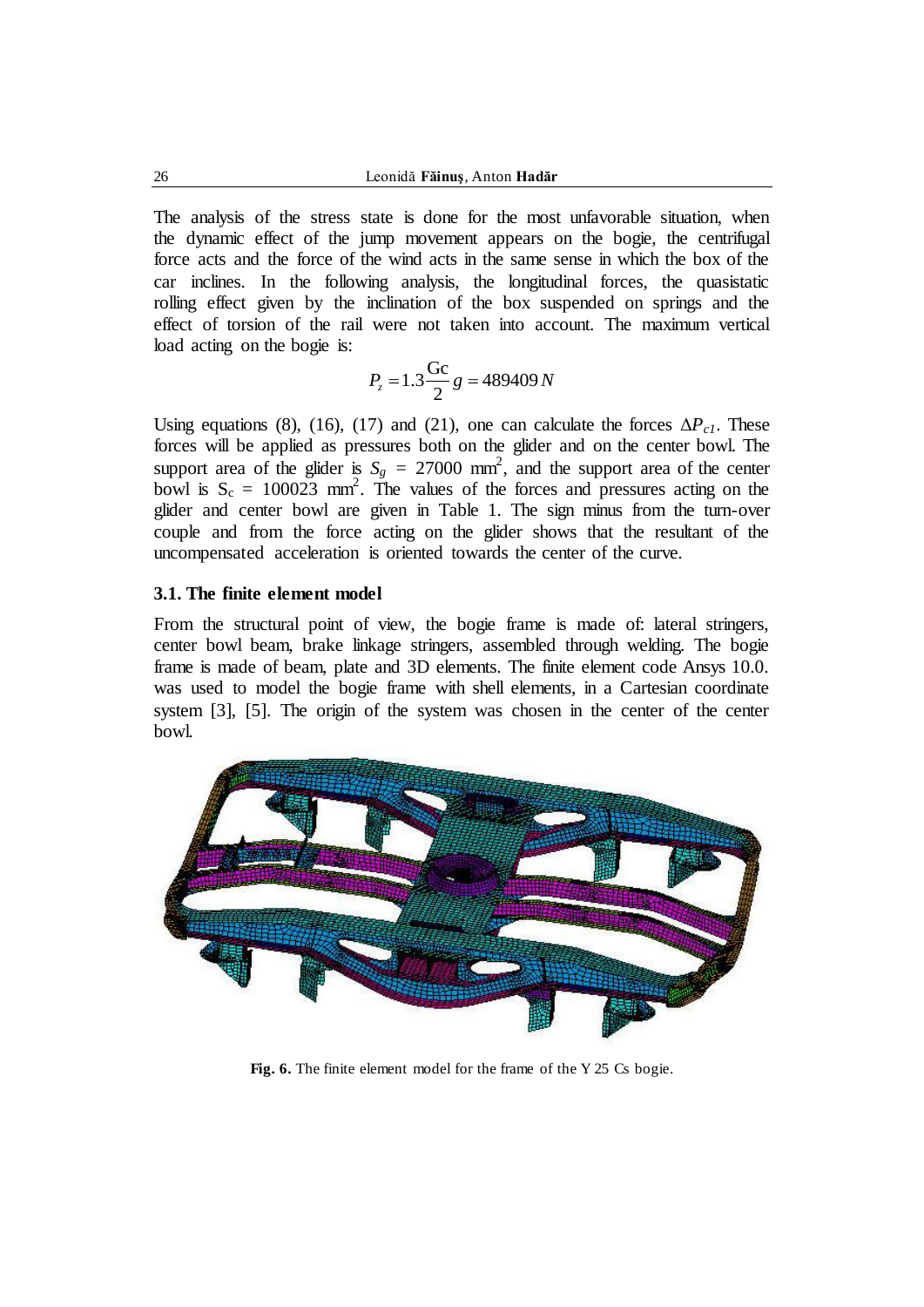The analysis of the stress state is done for the most unfavorable situation, when the dynamic effect of the jump movement appears on the bogie, the centrifugal force acts and the force of the wind acts in the same sense in which the box of the car inclines. In the following analysis, the longitudinal forces, the quasistatic rolling effect given by the inclination of the box suspended on springs and the effect of torsion of the rail were not taken into account. The maximum vertical load acting on the bogie is:

$$P_z = 1.3\frac{\mathrm{Gc}}{2}g = 489409\,N$$

Using equations (8), (16), (17) and (21), one can calculate the forces $\Delta P_{c1}$. These forces will be applied as pressures both on the glider and on the center bowl. The support area of the glider is $S_g$ = 27000 mm$^2$, and the support area of the center bowl is $S_c$ = 100023 mm$^2$. The values of the forces and pressures acting on the glider and center bowl are given in Table 1. The sign minus from the turn-over couple and from the force acting on the glider shows that the resultant of the uncompensated acceleration is oriented towards the center of the curve.

### 3.1. The finite element model

From the structural point of view, the bogie frame is made of: lateral stringers, center bowl beam, brake linkage stringers, assembled through welding. The bogie frame is made of beam, plate and 3D elements. The finite element code Ansys 10.0. was used to model the bogie frame with shell elements, in a Cartesian coordinate system [3], [5]. The origin of the system was chosen in the center of the center bowl.

**Fig. 6.** The finite element model for the frame of the Y 25 Cs bogie.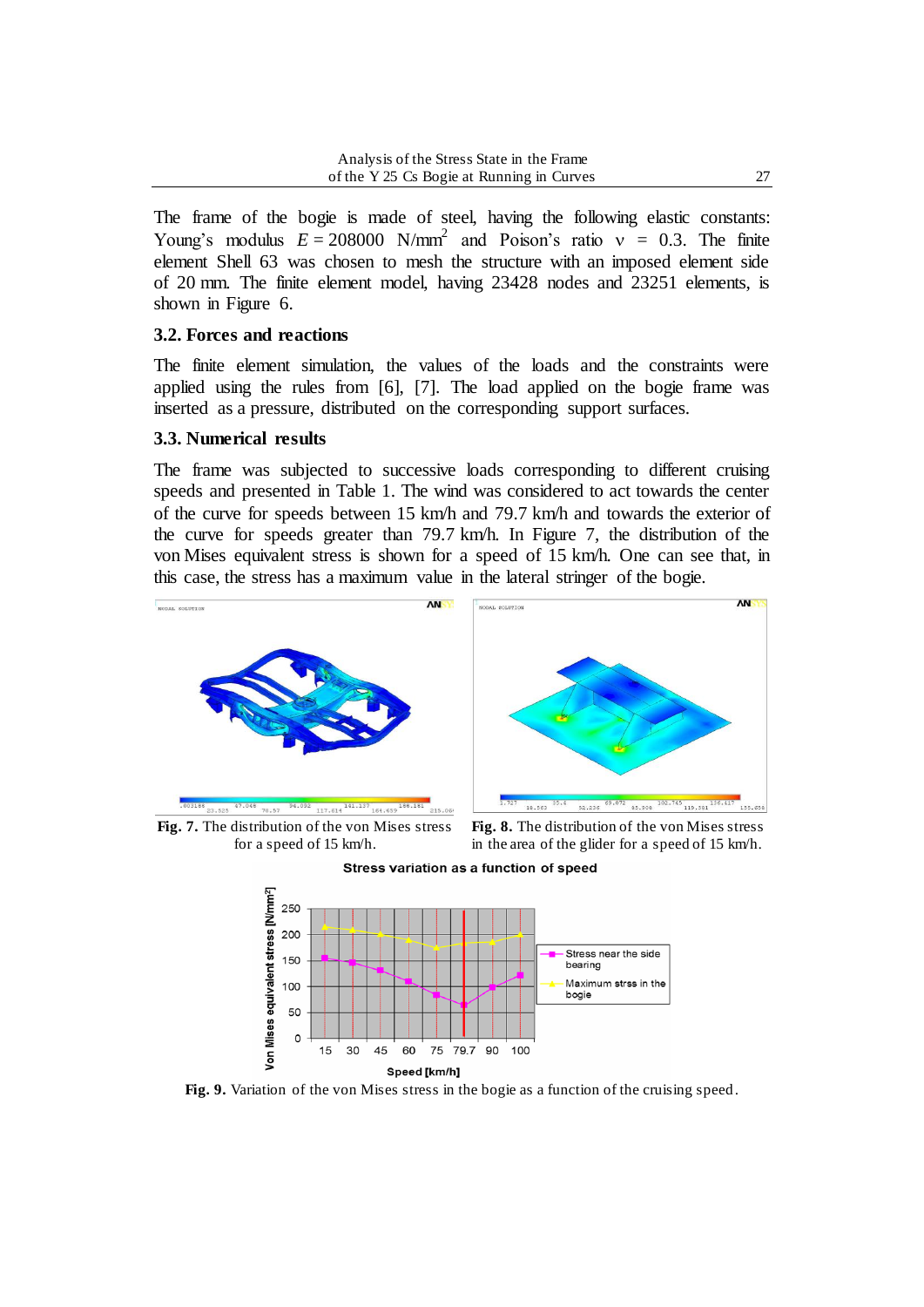The frame of the bogie is made of steel, having the following elastic constants: Young's modulus $E = 208000$ N/mm$^2$ and Poison's ratio $\nu = 0.3$. The finite element Shell 63 was chosen to mesh the structure with an imposed element side of 20 mm. The finite element model, having 23428 nodes and 23251 elements, is shown in Figure 6.

### 3.2. Forces and reactions

The finite element simulation, the values of the loads and the constraints were applied using the rules from [6], [7]. The load applied on the bogie frame was inserted as a pressure, distributed on the corresponding support surfaces.

### 3.3. Numerical results

The frame was subjected to successive loads corresponding to different cruising speeds and presented in Table 1. The wind was considered to act towards the center of the curve for speeds between 15 km/h and 79.7 km/h and towards the exterior of the curve for speeds greater than 79.7 km/h. In Figure 7, the distribution of the von Mises equivalent stress is shown for a speed of 15 km/h. One can see that, in this case, the stress has a maximum value in the lateral stringer of the bogie.

**Fig. 7.** The distribution of the von Mises stress for a speed of 15 km/h.

**Fig. 8.** The distribution of the von Mises stress in the area of the glider for a speed of 15 km/h.

**Fig. 9.** Variation of the von Mises stress in the bogie as a function of the cruising speed.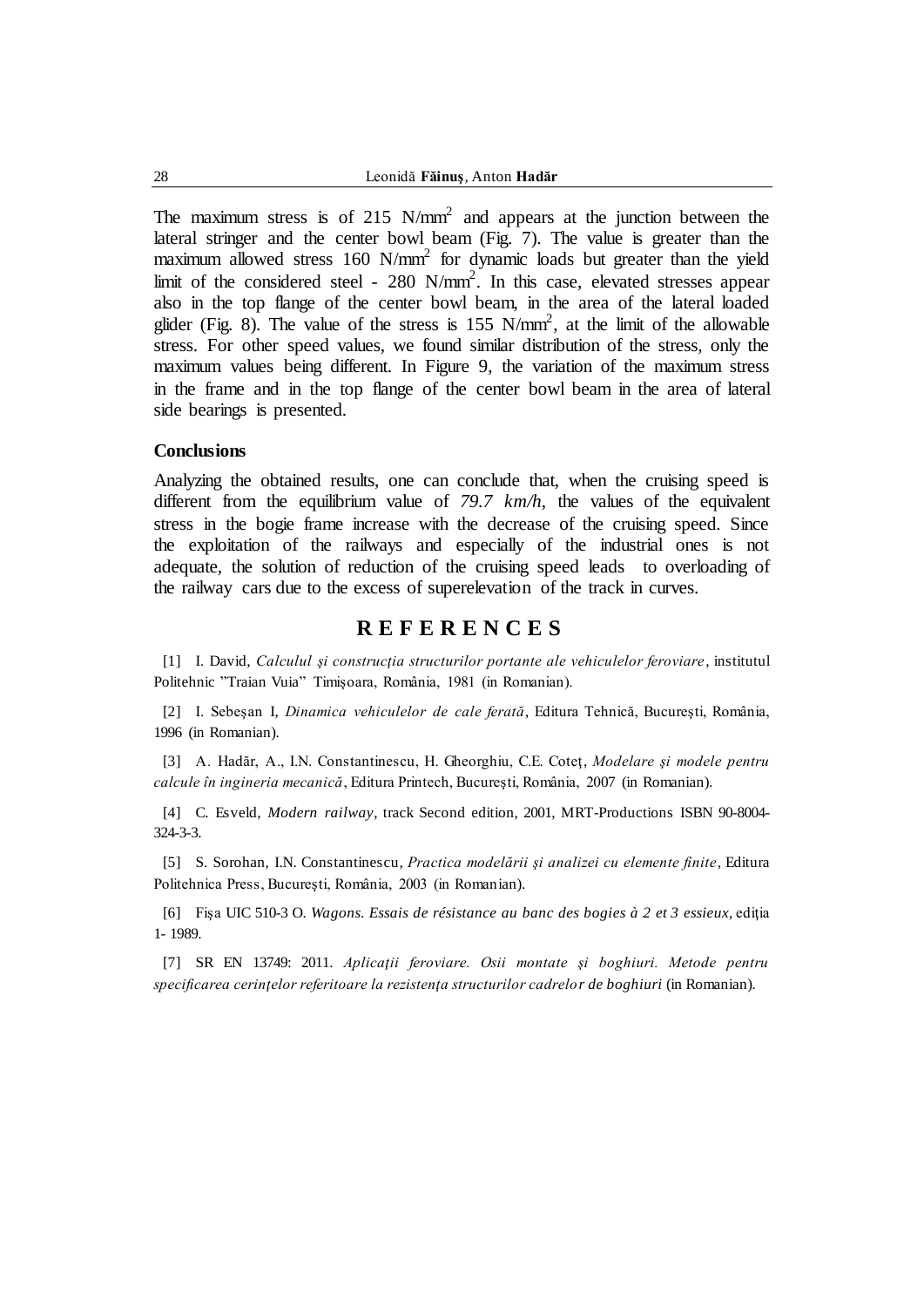The maximum stress is of 215 $N/mm^2$ and appears at the junction between the lateral stringer and the center bowl beam (Fig. 7). The value is greater than the maximum allowed stress 160 $N/mm^2$ for dynamic loads but greater than the yield limit of the considered steel - 280 $N/mm^2$. In this case, elevated stresses appear also in the top flange of the center bowl beam, in the area of the lateral loaded glider (Fig. 8). The value of the stress is 155 $N/mm^2$, at the limit of the allowable stress. For other speed values, we found similar distribution of the stress, only the maximum values being different. In Figure 9, the variation of the maximum stress in the frame and in the top flange of the center bowl beam in the area of lateral side bearings is presented.

### Conclusions

Analyzing the obtained results, one can conclude that, when the cruising speed is different from the equilibrium value of *79.7 km/h*, the values of the equivalent stress in the bogie frame increase with the decrease of the cruising speed. Since the exploitation of the railways and especially of the industrial ones is not adequate, the solution of reduction of the cruising speed leads to overloading of the railway cars due to the excess of superelevation of the track in curves.

## R E F E R E N C E S

[1] I. David, *Calculul şi construcţia structurilor portante ale vehiculelor feroviare*, institutul Politehnic "Traian Vuia" Timişoara, România, 1981 (in Romanian).

[2] I. Sebeşan I, *Dinamica vehiculelor de cale ferată*, Editura Tehnică, Bucureşti, România, 1996 (in Romanian).

[3] A. Hadăr, A., I.N. Constantinescu, H. Gheorghiu, C.E. Coteţ, *Modelare şi modele pentru calcule în ingineria mecanică*, Editura Printech, Bucureşti, România, 2007 (in Romanian).

[4] C. Esveld, *Modern railway*, track Second edition, 2001, MRT-Productions ISBN 90-8004-324-3-3.

[5] S. Sorohan, I.N. Constantinescu, *Practica modelării şi analizei cu elemente finite*, Editura Politehnica Press, Bucureşti, România, 2003 (in Romanian).

[6] Fişa UIC 510-3 O. *Wagons. Essais de résistance au banc des bogies à 2 et 3 essieux*, ediția 1- 1989.

[7] SR EN 13749: 2011. *Aplicaţii feroviare. Osii montate şi boghiuri. Metode pentru specificarea cerinţelor referitoare la rezistenţa structurilor cadrelor de boghiuri* (in Romanian).